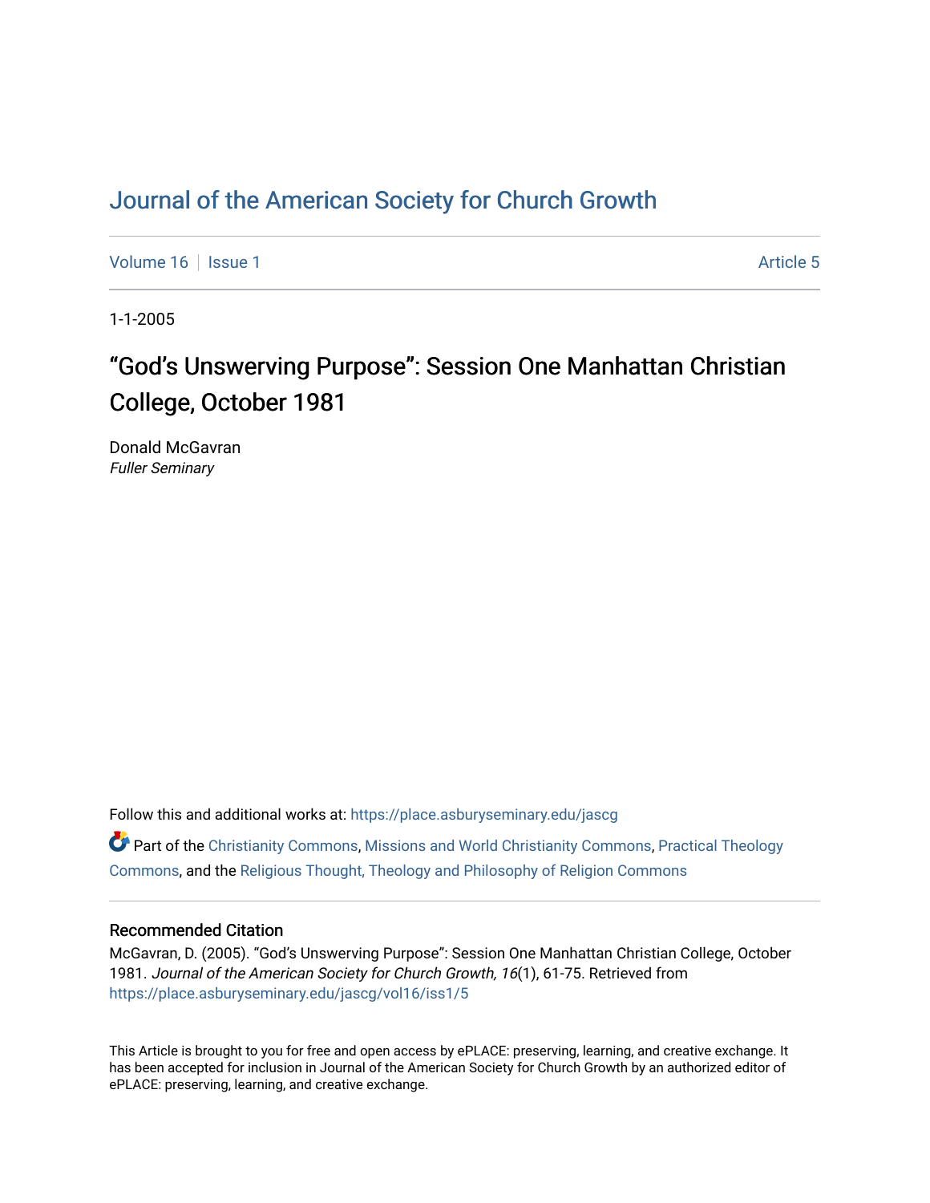# Journal of the American Society for Church Growth

Volume 16 | Issue 1 — Article 5

1-1-2005

## “God’s Unswerving Purpose”: Session One Manhattan Christian College, October 1981

Donald McGavran
*Fuller Seminary*

Follow this and additional works at: https://place.asburyseminary.edu/jascg

Part of the Christianity Commons, Missions and World Christianity Commons, Practical Theology Commons, and the Religious Thought, Theology and Philosophy of Religion Commons

### Recommended Citation

McGavran, D. (2005). “God’s Unswerving Purpose”: Session One Manhattan Christian College, October 1981. *Journal of the American Society for Church Growth, 16*(1), 61-75. Retrieved from https://place.asburyseminary.edu/jascg/vol16/iss1/5

This Article is brought to you for free and open access by ePLACE: preserving, learning, and creative exchange. It has been accepted for inclusion in Journal of the American Society for Church Growth by an authorized editor of ePLACE: preserving, learning, and creative exchange.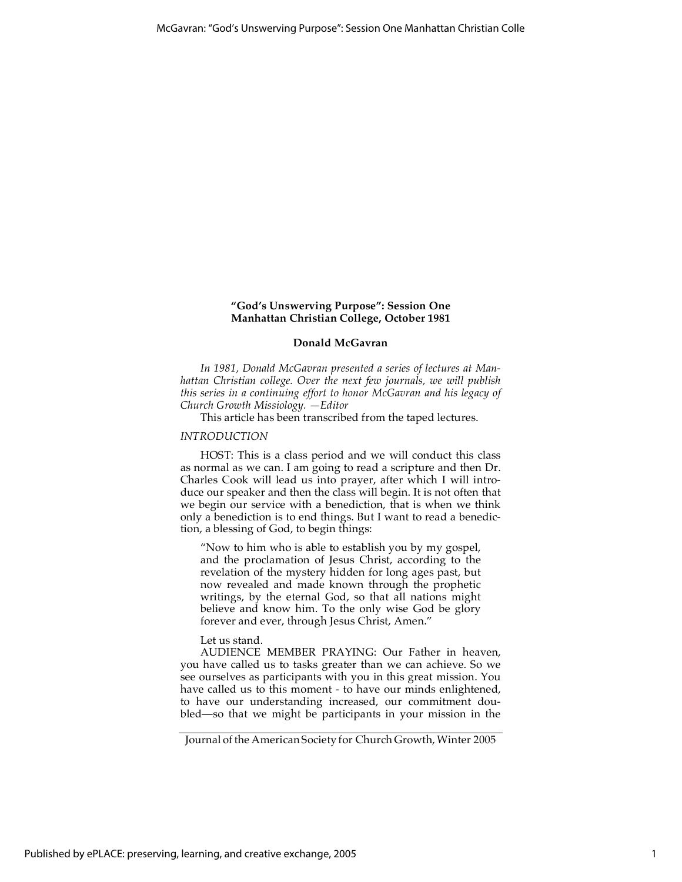**"God's Unswerving Purpose": Session One**
**Manhattan Christian College, October 1981**

**Donald McGavran**

*In 1981, Donald McGavran presented a series of lectures at Manhattan Christian college. Over the next few journals, we will publish this series in a continuing effort to honor McGavran and his legacy of Church Growth Missiology. —Editor*

This article has been transcribed from the taped lectures.

*INTRODUCTION*

HOST: This is a class period and we will conduct this class as normal as we can. I am going to read a scripture and then Dr. Charles Cook will lead us into prayer, after which I will introduce our speaker and then the class will begin. It is not often that we begin our service with a benediction, that is when we think only a benediction is to end things. But I want to read a benediction, a blessing of God, to begin things:

> "Now to him who is able to establish you by my gospel, and the proclamation of Jesus Christ, according to the revelation of the mystery hidden for long ages past, but now revealed and made known through the prophetic writings, by the eternal God, so that all nations might believe and know him. To the only wise God be glory forever and ever, through Jesus Christ, Amen."

Let us stand.

AUDIENCE MEMBER PRAYING: Our Father in heaven, you have called us to tasks greater than we can achieve. So we see ourselves as participants with you in this great mission. You have called us to this moment - to have our minds enlightened, to have our understanding increased, our commitment doubled—so that we might be participants in your mission in the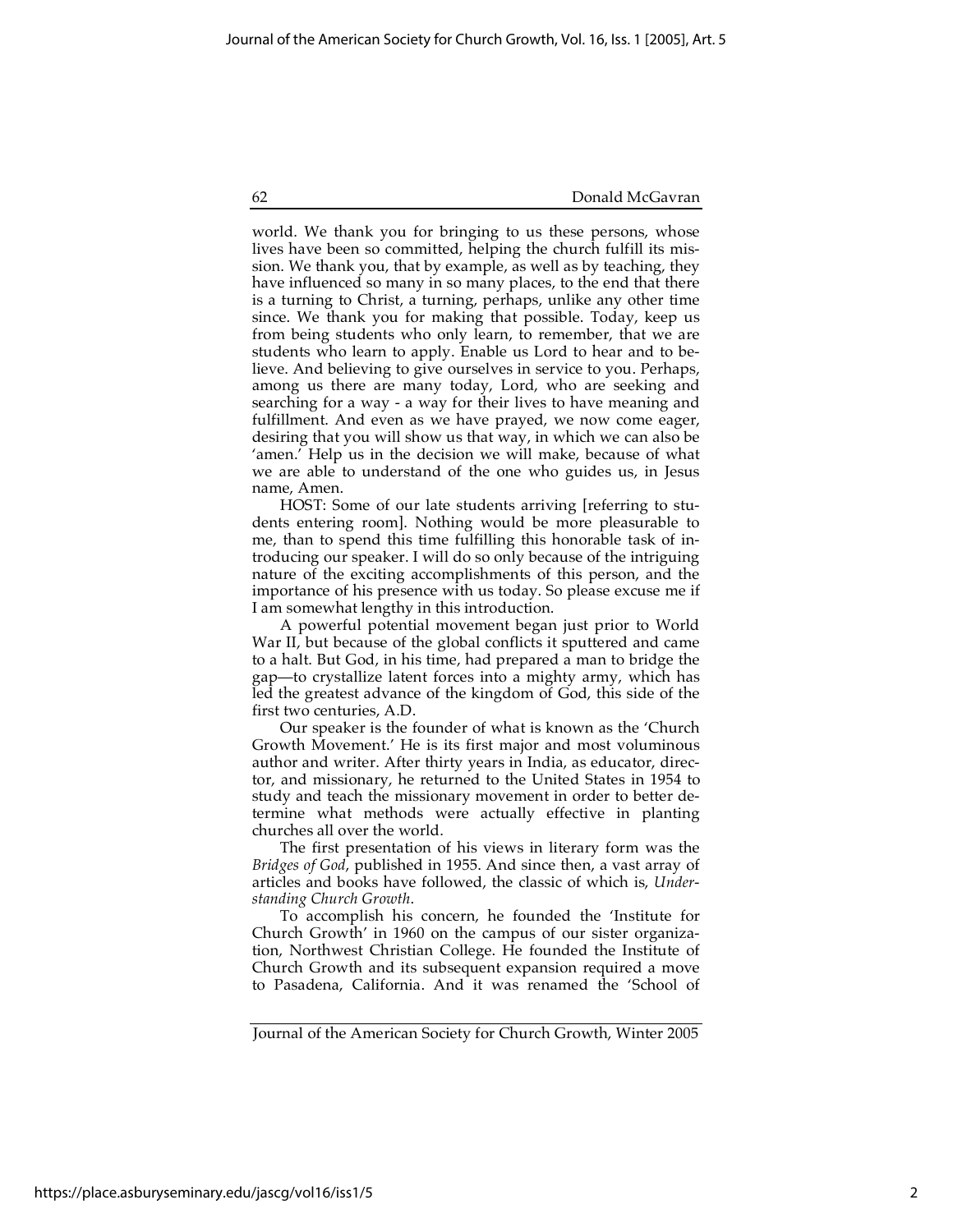world. We thank you for bringing to us these persons, whose lives have been so committed, helping the church fulfill its mission. We thank you, that by example, as well as by teaching, they have influenced so many in so many places, to the end that there is a turning to Christ, a turning, perhaps, unlike any other time since. We thank you for making that possible. Today, keep us from being students who only learn, to remember, that we are students who learn to apply. Enable us Lord to hear and to believe. And believing to give ourselves in service to you. Perhaps, among us there are many today, Lord, who are seeking and searching for a way - a way for their lives to have meaning and fulfillment. And even as we have prayed, we now come eager, desiring that you will show us that way, in which we can also be 'amen.' Help us in the decision we will make, because of what we are able to understand of the one who guides us, in Jesus name, Amen.

HOST: Some of our late students arriving [referring to students entering room]. Nothing would be more pleasurable to me, than to spend this time fulfilling this honorable task of introducing our speaker. I will do so only because of the intriguing nature of the exciting accomplishments of this person, and the importance of his presence with us today. So please excuse me if I am somewhat lengthy in this introduction.

A powerful potential movement began just prior to World War II, but because of the global conflicts it sputtered and came to a halt. But God, in his time, had prepared a man to bridge the gap—to crystallize latent forces into a mighty army, which has led the greatest advance of the kingdom of God, this side of the first two centuries, A.D.

Our speaker is the founder of what is known as the 'Church Growth Movement.' He is its first major and most voluminous author and writer. After thirty years in India, as educator, director, and missionary, he returned to the United States in 1954 to study and teach the missionary movement in order to better determine what methods were actually effective in planting churches all over the world.

The first presentation of his views in literary form was the *Bridges of God*, published in 1955. And since then, a vast array of articles and books have followed, the classic of which is, *Understanding Church Growth*.

To accomplish his concern, he founded the 'Institute for Church Growth' in 1960 on the campus of our sister organization, Northwest Christian College. He founded the Institute of Church Growth and its subsequent expansion required a move to Pasadena, California. And it was renamed the 'School of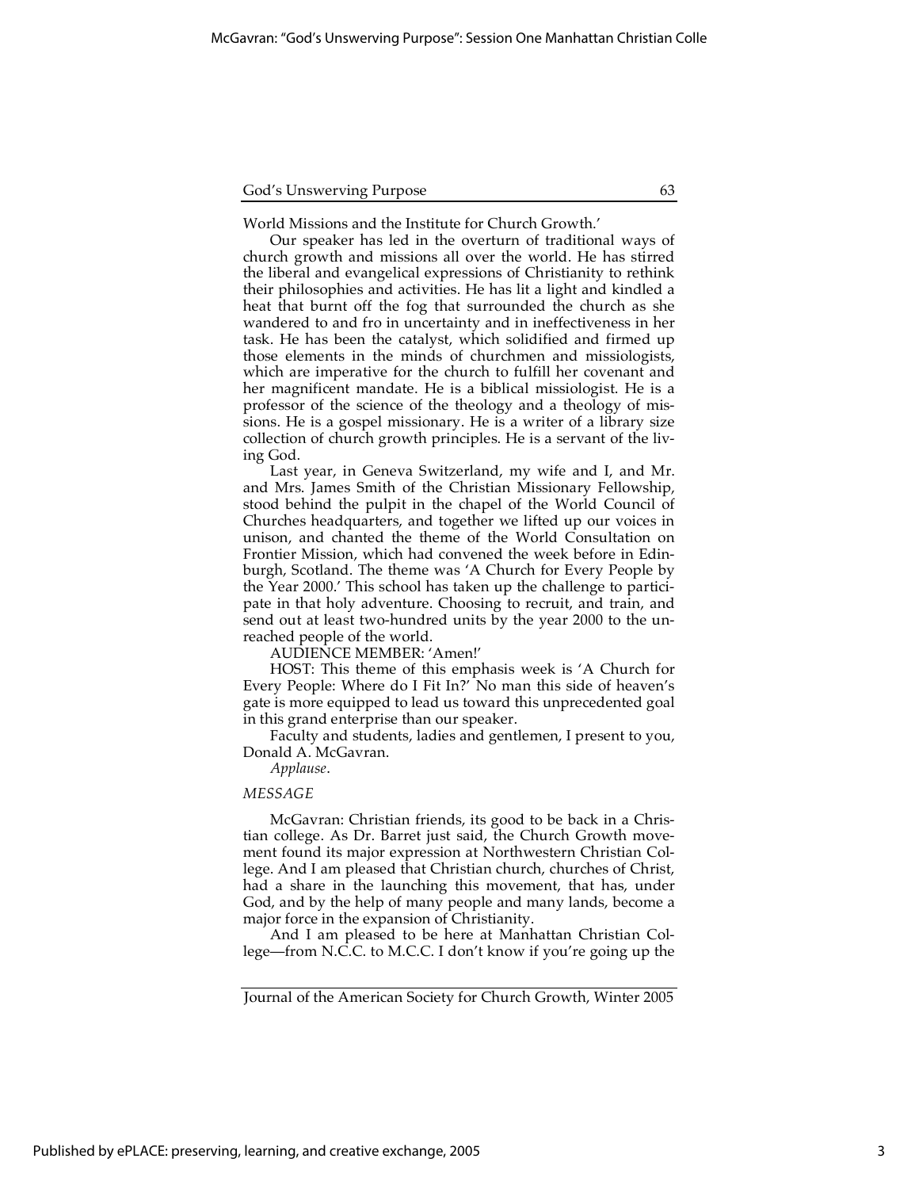World Missions and the Institute for Church Growth.'

Our speaker has led in the overturn of traditional ways of church growth and missions all over the world. He has stirred the liberal and evangelical expressions of Christianity to rethink their philosophies and activities. He has lit a light and kindled a heat that burnt off the fog that surrounded the church as she wandered to and fro in uncertainty and in ineffectiveness in her task. He has been the catalyst, which solidified and firmed up those elements in the minds of churchmen and missiologists, which are imperative for the church to fulfill her covenant and her magnificent mandate. He is a biblical missiologist. He is a professor of the science of the theology and a theology of missions. He is a gospel missionary. He is a writer of a library size collection of church growth principles. He is a servant of the living God.

Last year, in Geneva Switzerland, my wife and I, and Mr. and Mrs. James Smith of the Christian Missionary Fellowship, stood behind the pulpit in the chapel of the World Council of Churches headquarters, and together we lifted up our voices in unison, and chanted the theme of the World Consultation on Frontier Mission, which had convened the week before in Edinburgh, Scotland. The theme was 'A Church for Every People by the Year 2000.' This school has taken up the challenge to participate in that holy adventure. Choosing to recruit, and train, and send out at least two-hundred units by the year 2000 to the unreached people of the world.

AUDIENCE MEMBER: 'Amen!'

HOST: This theme of this emphasis week is 'A Church for Every People: Where do I Fit In?' No man this side of heaven's gate is more equipped to lead us toward this unprecedented goal in this grand enterprise than our speaker.

Faculty and students, ladies and gentlemen, I present to you, Donald A. McGavran.

*Applause*.

*MESSAGE*

McGavran: Christian friends, its good to be back in a Christian college. As Dr. Barret just said, the Church Growth movement found its major expression at Northwestern Christian College. And I am pleased that Christian church, churches of Christ, had a share in the launching this movement, that has, under God, and by the help of many people and many lands, become a major force in the expansion of Christianity.

And I am pleased to be here at Manhattan Christian College—from N.C.C. to M.C.C. I don't know if you're going up the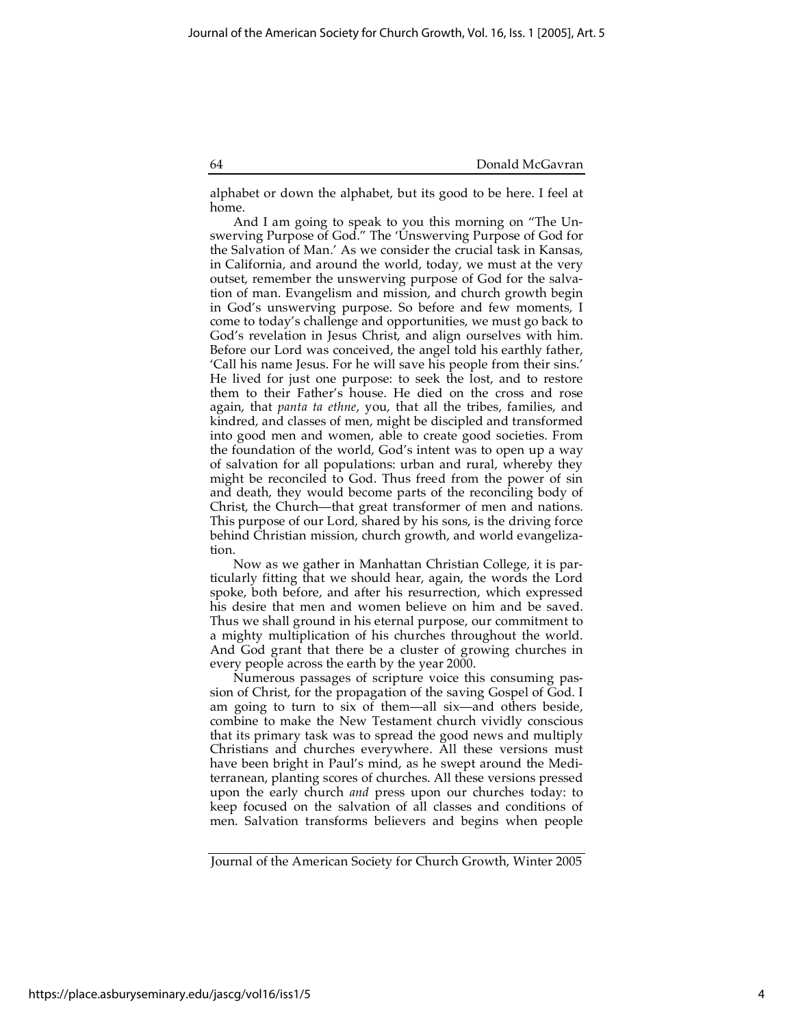alphabet or down the alphabet, but its good to be here. I feel at home.

And I am going to speak to you this morning on "The Unswerving Purpose of God." The 'Unswerving Purpose of God for the Salvation of Man.' As we consider the crucial task in Kansas, in California, and around the world, today, we must at the very outset, remember the unswerving purpose of God for the salvation of man. Evangelism and mission, and church growth begin in God's unswerving purpose. So before and few moments, I come to today's challenge and opportunities, we must go back to God's revelation in Jesus Christ, and align ourselves with him. Before our Lord was conceived, the angel told his earthly father, 'Call his name Jesus. For he will save his people from their sins.' He lived for just one purpose: to seek the lost, and to restore them to their Father's house. He died on the cross and rose again, that *panta ta ethne*, you, that all the tribes, families, and kindred, and classes of men, might be discipled and transformed into good men and women, able to create good societies. From the foundation of the world, God's intent was to open up a way of salvation for all populations: urban and rural, whereby they might be reconciled to God. Thus freed from the power of sin and death, they would become parts of the reconciling body of Christ, the Church—that great transformer of men and nations. This purpose of our Lord, shared by his sons, is the driving force behind Christian mission, church growth, and world evangelization.

Now as we gather in Manhattan Christian College, it is particularly fitting that we should hear, again, the words the Lord spoke, both before, and after his resurrection, which expressed his desire that men and women believe on him and be saved. Thus we shall ground in his eternal purpose, our commitment to a mighty multiplication of his churches throughout the world. And God grant that there be a cluster of growing churches in every people across the earth by the year 2000.

Numerous passages of scripture voice this consuming passion of Christ, for the propagation of the saving Gospel of God. I am going to turn to six of them—all six—and others beside, combine to make the New Testament church vividly conscious that its primary task was to spread the good news and multiply Christians and churches everywhere. All these versions must have been bright in Paul's mind, as he swept around the Mediterranean, planting scores of churches. All these versions pressed upon the early church *and* press upon our churches today: to keep focused on the salvation of all classes and conditions of men. Salvation transforms believers and begins when people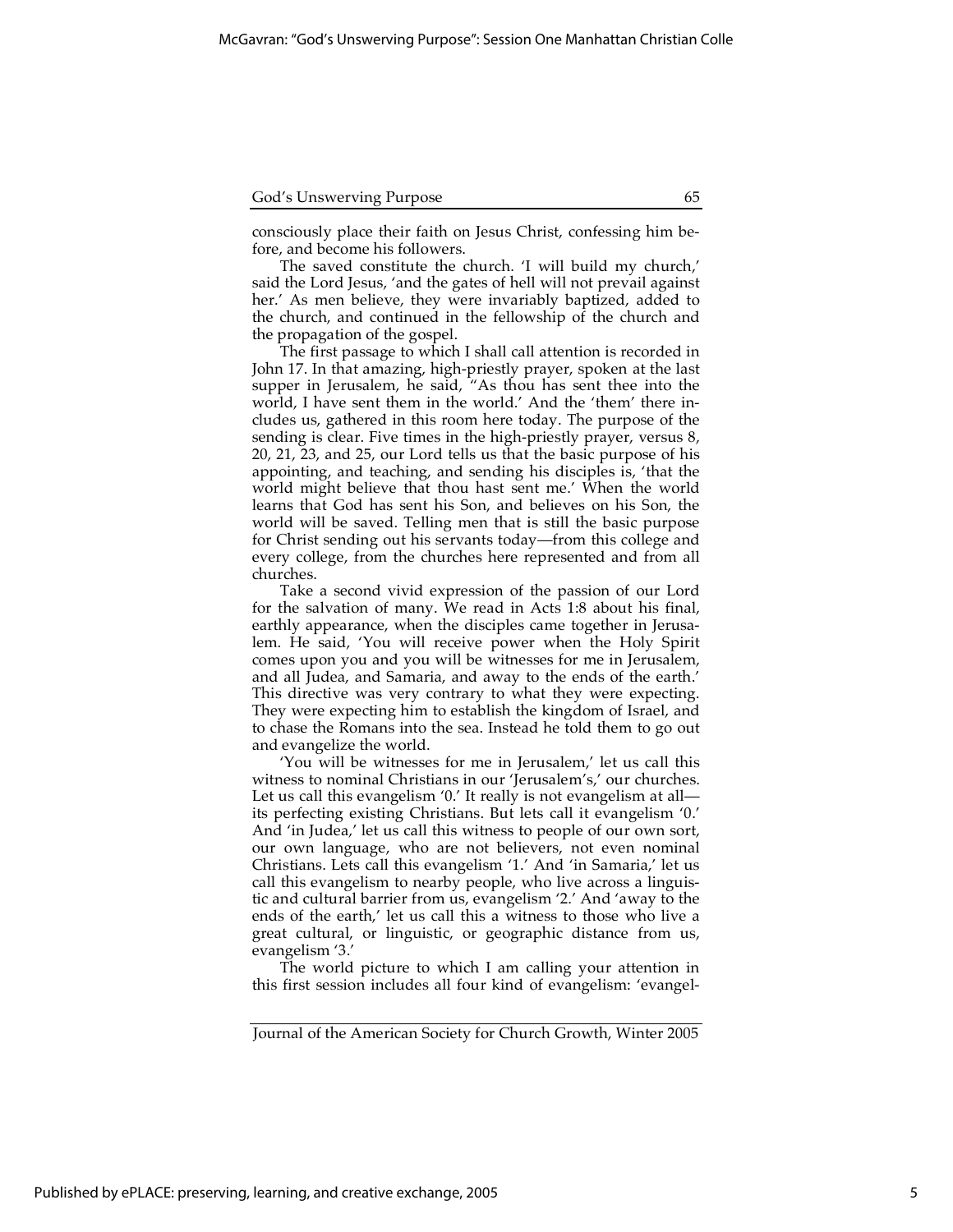consciously place their faith on Jesus Christ, confessing him before, and become his followers.

The saved constitute the church. 'I will build my church,' said the Lord Jesus, 'and the gates of hell will not prevail against her.' As men believe, they were invariably baptized, added to the church, and continued in the fellowship of the church and the propagation of the gospel.

The first passage to which I shall call attention is recorded in John 17. In that amazing, high-priestly prayer, spoken at the last supper in Jerusalem, he said, "As thou has sent thee into the world, I have sent them in the world.' And the 'them' there includes us, gathered in this room here today. The purpose of the sending is clear. Five times in the high-priestly prayer, versus 8, 20, 21, 23, and 25, our Lord tells us that the basic purpose of his appointing, and teaching, and sending his disciples is, 'that the world might believe that thou hast sent me.' When the world learns that God has sent his Son, and believes on his Son, the world will be saved. Telling men that is still the basic purpose for Christ sending out his servants today—from this college and every college, from the churches here represented and from all churches.

Take a second vivid expression of the passion of our Lord for the salvation of many. We read in Acts 1:8 about his final, earthly appearance, when the disciples came together in Jerusalem. He said, 'You will receive power when the Holy Spirit comes upon you and you will be witnesses for me in Jerusalem, and all Judea, and Samaria, and away to the ends of the earth.' This directive was very contrary to what they were expecting. They were expecting him to establish the kingdom of Israel, and to chase the Romans into the sea. Instead he told them to go out and evangelize the world.

'You will be witnesses for me in Jerusalem,' let us call this witness to nominal Christians in our 'Jerusalem's,' our churches. Let us call this evangelism '0.' It really is not evangelism at all—its perfecting existing Christians. But lets call it evangelism '0.' And 'in Judea,' let us call this witness to people of our own sort, our own language, who are not believers, not even nominal Christians. Lets call this evangelism '1.' And 'in Samaria,' let us call this evangelism to nearby people, who live across a linguistic and cultural barrier from us, evangelism '2.' And 'away to the ends of the earth,' let us call this a witness to those who live a great cultural, or linguistic, or geographic distance from us, evangelism '3.'

The world picture to which I am calling your attention in this first session includes all four kind of evangelism: 'evangel-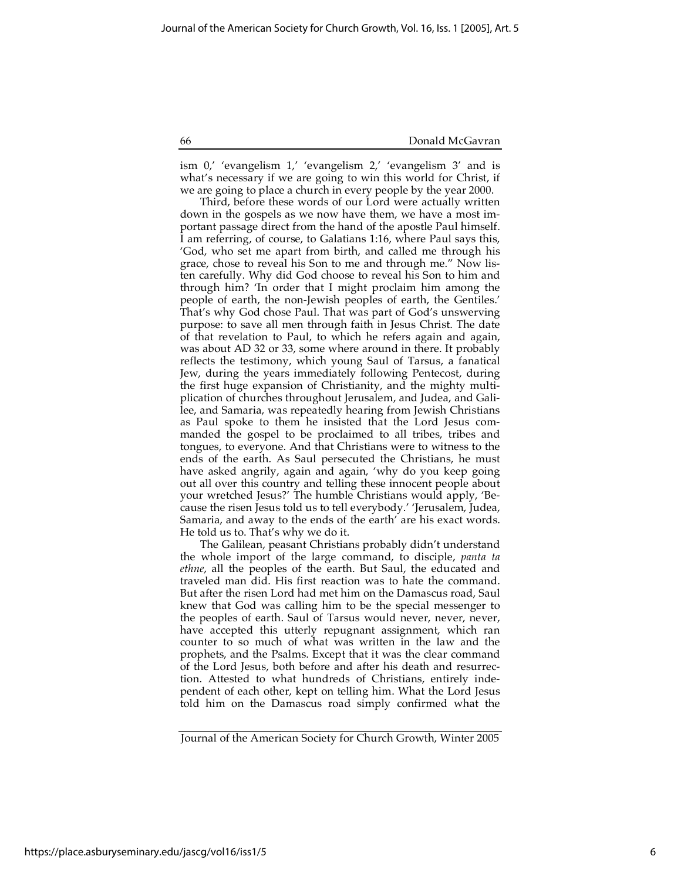ism 0,' 'evangelism 1,' 'evangelism 2,' 'evangelism 3' and is what's necessary if we are going to win this world for Christ, if we are going to place a church in every people by the year 2000.

Third, before these words of our Lord were actually written down in the gospels as we now have them, we have a most important passage direct from the hand of the apostle Paul himself. I am referring, of course, to Galatians 1:16, where Paul says this, 'God, who set me apart from birth, and called me through his grace, chose to reveal his Son to me and through me." Now listen carefully. Why did God choose to reveal his Son to him and through him? 'In order that I might proclaim him among the people of earth, the non-Jewish peoples of earth, the Gentiles.' That's why God chose Paul. That was part of God's unswerving purpose: to save all men through faith in Jesus Christ. The date of that revelation to Paul, to which he refers again and again, was about AD 32 or 33, some where around in there. It probably reflects the testimony, which young Saul of Tarsus, a fanatical Jew, during the years immediately following Pentecost, during the first huge expansion of Christianity, and the mighty multiplication of churches throughout Jerusalem, and Judea, and Galilee, and Samaria, was repeatedly hearing from Jewish Christians as Paul spoke to them he insisted that the Lord Jesus commanded the gospel to be proclaimed to all tribes, tribes and tongues, to everyone. And that Christians were to witness to the ends of the earth. As Saul persecuted the Christians, he must have asked angrily, again and again, 'why do you keep going out all over this country and telling these innocent people about your wretched Jesus?' The humble Christians would apply, 'Because the risen Jesus told us to tell everybody.' 'Jerusalem, Judea, Samaria, and away to the ends of the earth' are his exact words. He told us to. That's why we do it.

The Galilean, peasant Christians probably didn't understand the whole import of the large command, to disciple, *panta ta ethne*, all the peoples of the earth. But Saul, the educated and traveled man did. His first reaction was to hate the command. But after the risen Lord had met him on the Damascus road, Saul knew that God was calling him to be the special messenger to the peoples of earth. Saul of Tarsus would never, never, never, have accepted this utterly repugnant assignment, which ran counter to so much of what was written in the law and the prophets, and the Psalms. Except that it was the clear command of the Lord Jesus, both before and after his death and resurrection. Attested to what hundreds of Christians, entirely independent of each other, kept on telling him. What the Lord Jesus told him on the Damascus road simply confirmed what the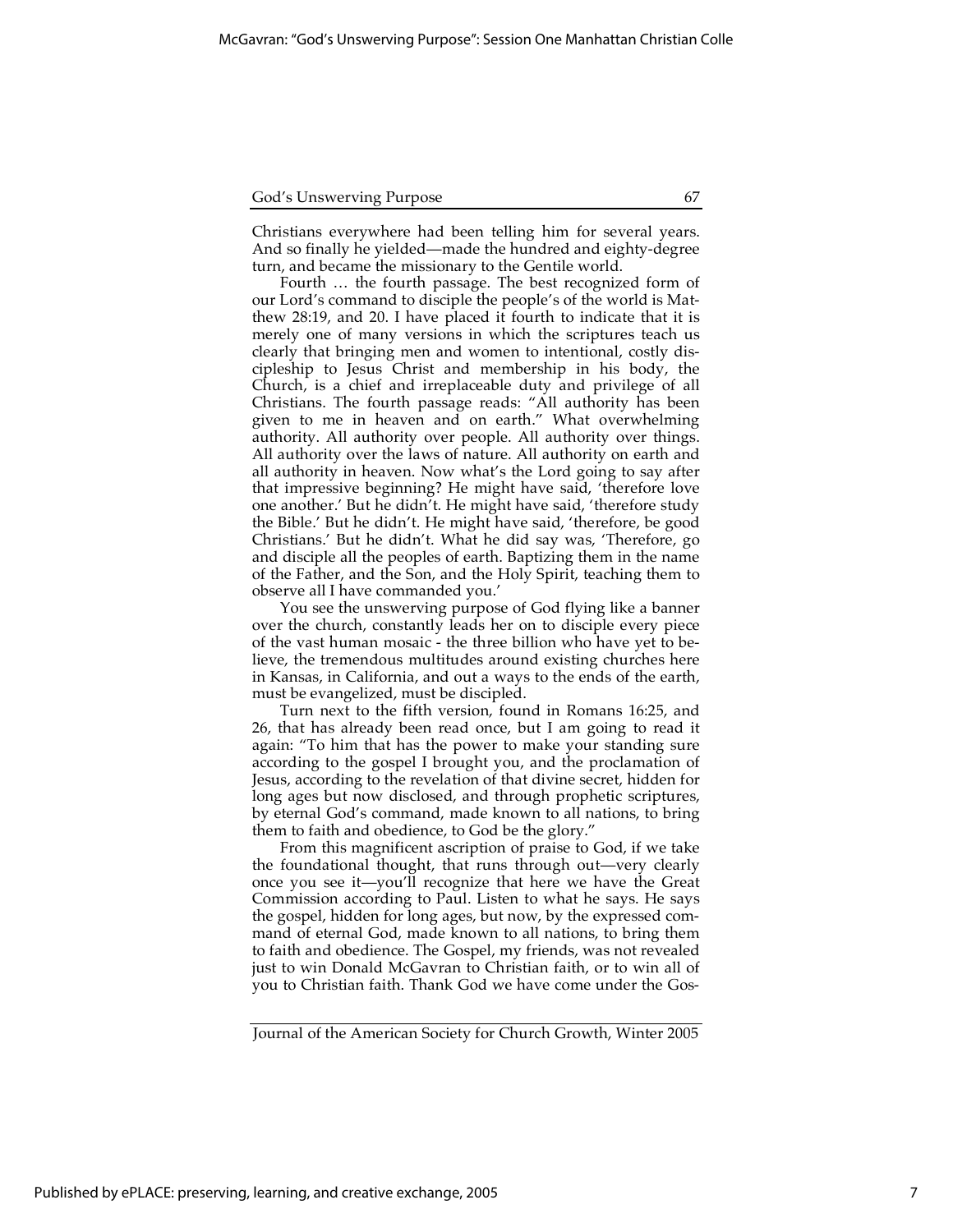Christians everywhere had been telling him for several years. And so finally he yielded—made the hundred and eighty-degree turn, and became the missionary to the Gentile world.

Fourth … the fourth passage. The best recognized form of our Lord's command to disciple the people's of the world is Matthew 28:19, and 20. I have placed it fourth to indicate that it is merely one of many versions in which the scriptures teach us clearly that bringing men and women to intentional, costly discipleship to Jesus Christ and membership in his body, the Church, is a chief and irreplaceable duty and privilege of all Christians. The fourth passage reads: "All authority has been given to me in heaven and on earth." What overwhelming authority. All authority over people. All authority over things. All authority over the laws of nature. All authority on earth and all authority in heaven. Now what's the Lord going to say after that impressive beginning? He might have said, 'therefore love one another.' But he didn't. He might have said, 'therefore study the Bible.' But he didn't. He might have said, 'therefore, be good Christians.' But he didn't. What he did say was, 'Therefore, go and disciple all the peoples of earth. Baptizing them in the name of the Father, and the Son, and the Holy Spirit, teaching them to observe all I have commanded you.'

You see the unswerving purpose of God flying like a banner over the church, constantly leads her on to disciple every piece of the vast human mosaic - the three billion who have yet to believe, the tremendous multitudes around existing churches here in Kansas, in California, and out a ways to the ends of the earth, must be evangelized, must be discipled.

Turn next to the fifth version, found in Romans 16:25, and 26, that has already been read once, but I am going to read it again: "To him that has the power to make your standing sure according to the gospel I brought you, and the proclamation of Jesus, according to the revelation of that divine secret, hidden for long ages but now disclosed, and through prophetic scriptures, by eternal God's command, made known to all nations, to bring them to faith and obedience, to God be the glory."

From this magnificent ascription of praise to God, if we take the foundational thought, that runs through out—very clearly once you see it—you'll recognize that here we have the Great Commission according to Paul. Listen to what he says. He says the gospel, hidden for long ages, but now, by the expressed command of eternal God, made known to all nations, to bring them to faith and obedience. The Gospel, my friends, was not revealed just to win Donald McGavran to Christian faith, or to win all of you to Christian faith. Thank God we have come under the Gos-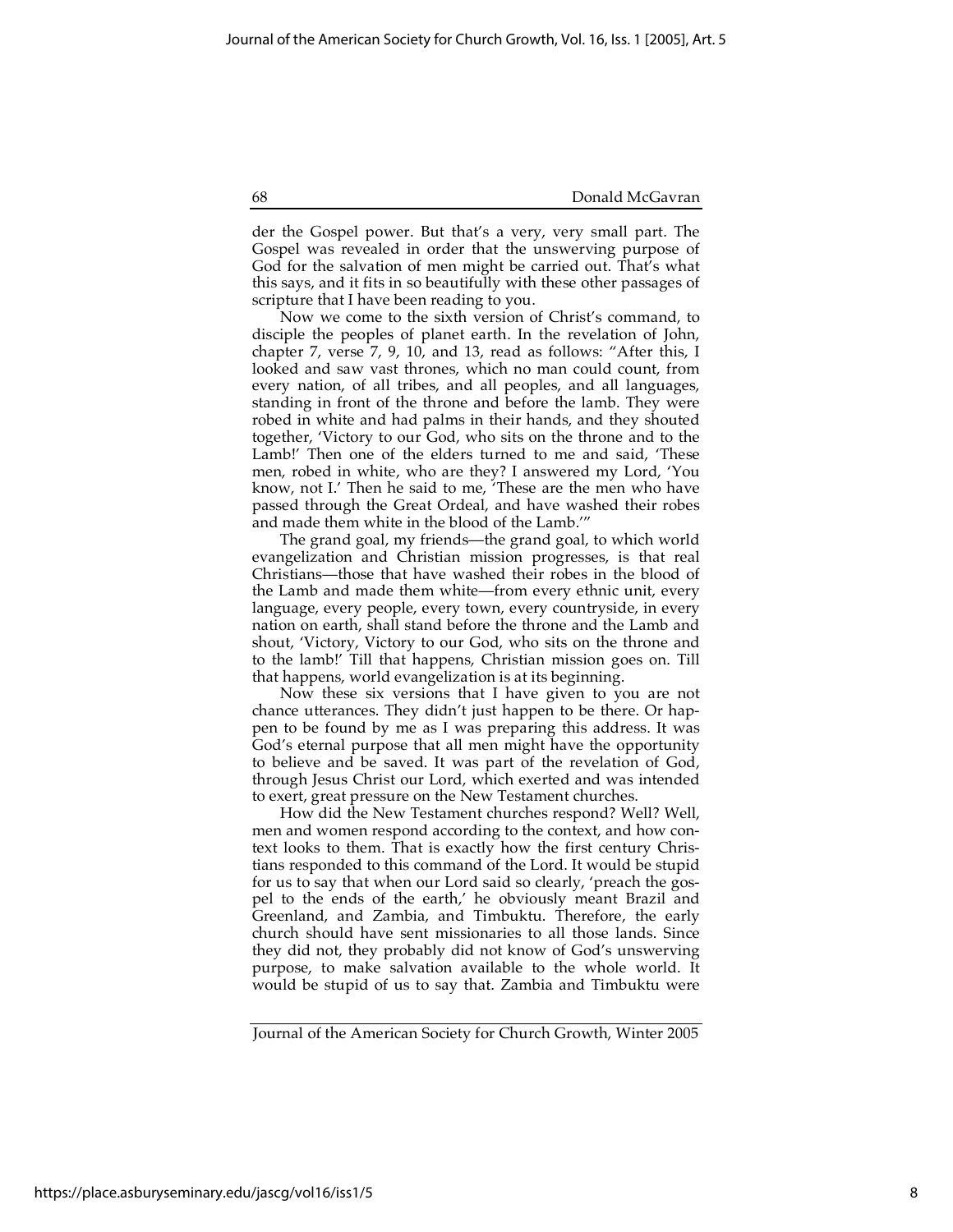der the Gospel power. But that's a very, very small part. The Gospel was revealed in order that the unswerving purpose of God for the salvation of men might be carried out. That's what this says, and it fits in so beautifully with these other passages of scripture that I have been reading to you.

Now we come to the sixth version of Christ's command, to disciple the peoples of planet earth. In the revelation of John, chapter 7, verse 7, 9, 10, and 13, read as follows: "After this, I looked and saw vast thrones, which no man could count, from every nation, of all tribes, and all peoples, and all languages, standing in front of the throne and before the lamb. They were robed in white and had palms in their hands, and they shouted together, 'Victory to our God, who sits on the throne and to the Lamb!' Then one of the elders turned to me and said, 'These men, robed in white, who are they? I answered my Lord, 'You know, not I.' Then he said to me, 'These are the men who have passed through the Great Ordeal, and have washed their robes and made them white in the blood of the Lamb.'"

The grand goal, my friends—the grand goal, to which world evangelization and Christian mission progresses, is that real Christians—those that have washed their robes in the blood of the Lamb and made them white—from every ethnic unit, every language, every people, every town, every countryside, in every nation on earth, shall stand before the throne and the Lamb and shout, 'Victory, Victory to our God, who sits on the throne and to the lamb!' Till that happens, Christian mission goes on. Till that happens, world evangelization is at its beginning.

Now these six versions that I have given to you are not chance utterances. They didn't just happen to be there. Or happen to be found by me as I was preparing this address. It was God's eternal purpose that all men might have the opportunity to believe and be saved. It was part of the revelation of God, through Jesus Christ our Lord, which exerted and was intended to exert, great pressure on the New Testament churches.

How did the New Testament churches respond? Well? Well, men and women respond according to the context, and how context looks to them. That is exactly how the first century Christians responded to this command of the Lord. It would be stupid for us to say that when our Lord said so clearly, 'preach the gospel to the ends of the earth,' he obviously meant Brazil and Greenland, and Zambia, and Timbuktu. Therefore, the early church should have sent missionaries to all those lands. Since they did not, they probably did not know of God's unswerving purpose, to make salvation available to the whole world. It would be stupid of us to say that. Zambia and Timbuktu were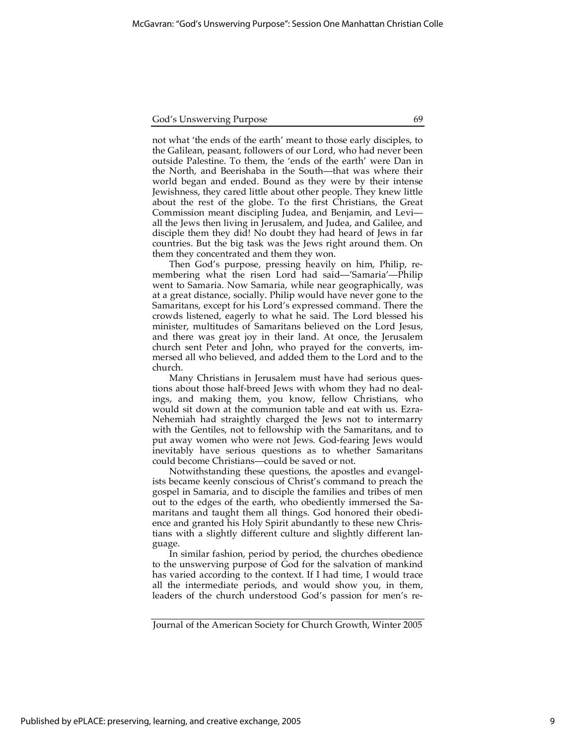not what 'the ends of the earth' meant to those early disciples, to the Galilean, peasant, followers of our Lord, who had never been outside Palestine. To them, the 'ends of the earth' were Dan in the North, and Beerishaba in the South—that was where their world began and ended. Bound as they were by their intense Jewishness, they cared little about other people. They knew little about the rest of the globe. To the first Christians, the Great Commission meant discipling Judea, and Benjamin, and Levi—all the Jews then living in Jerusalem, and Judea, and Galilee, and disciple them they did! No doubt they had heard of Jews in far countries. But the big task was the Jews right around them. On them they concentrated and them they won.

Then God's purpose, pressing heavily on him, Philip, remembering what the risen Lord had said—'Samaria'—Philip went to Samaria. Now Samaria, while near geographically, was at a great distance, socially. Philip would have never gone to the Samaritans, except for his Lord's expressed command. There the crowds listened, eagerly to what he said. The Lord blessed his minister, multitudes of Samaritans believed on the Lord Jesus, and there was great joy in their land. At once, the Jerusalem church sent Peter and John, who prayed for the converts, immersed all who believed, and added them to the Lord and to the church.

Many Christians in Jerusalem must have had serious questions about those half-breed Jews with whom they had no dealings, and making them, you know, fellow Christians, who would sit down at the communion table and eat with us. Ezra-Nehemiah had straightly charged the Jews not to intermarry with the Gentiles, not to fellowship with the Samaritans, and to put away women who were not Jews. God-fearing Jews would inevitably have serious questions as to whether Samaritans could become Christians—could be saved or not.

Notwithstanding these questions, the apostles and evangelists became keenly conscious of Christ's command to preach the gospel in Samaria, and to disciple the families and tribes of men out to the edges of the earth, who obediently immersed the Samaritans and taught them all things. God honored their obedience and granted his Holy Spirit abundantly to these new Christians with a slightly different culture and slightly different language.

In similar fashion, period by period, the churches obedience to the unswerving purpose of God for the salvation of mankind has varied according to the context. If I had time, I would trace all the intermediate periods, and would show you, in them, leaders of the church understood God's passion for men's re-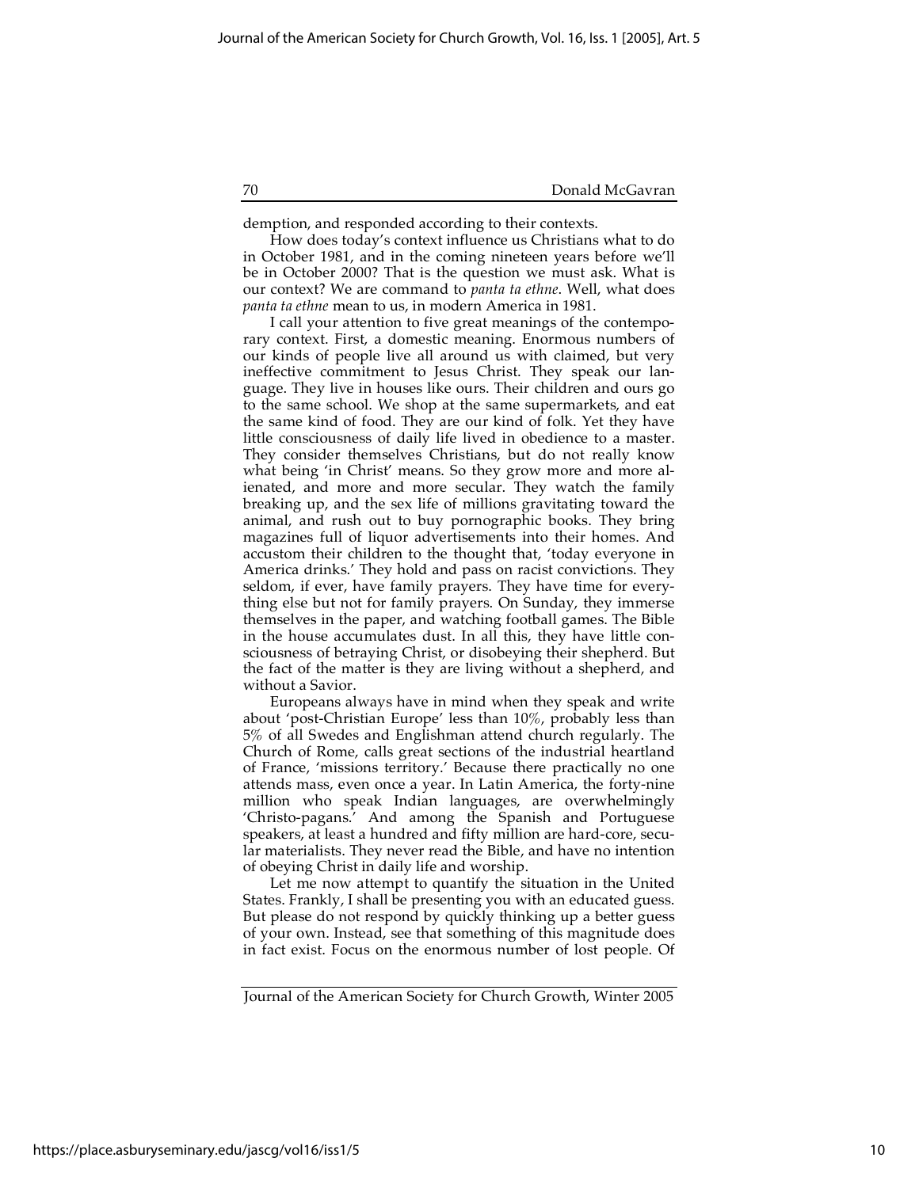demption, and responded according to their contexts.

How does today's context influence us Christians what to do in October 1981, and in the coming nineteen years before we'll be in October 2000? That is the question we must ask. What is our context? We are command to *panta ta ethne*. Well, what does *panta ta ethne* mean to us, in modern America in 1981.

I call your attention to five great meanings of the contemporary context. First, a domestic meaning. Enormous numbers of our kinds of people live all around us with claimed, but very ineffective commitment to Jesus Christ. They speak our language. They live in houses like ours. Their children and ours go to the same school. We shop at the same supermarkets, and eat the same kind of food. They are our kind of folk. Yet they have little consciousness of daily life lived in obedience to a master. They consider themselves Christians, but do not really know what being 'in Christ' means. So they grow more and more alienated, and more and more secular. They watch the family breaking up, and the sex life of millions gravitating toward the animal, and rush out to buy pornographic books. They bring magazines full of liquor advertisements into their homes. And accustom their children to the thought that, 'today everyone in America drinks.' They hold and pass on racist convictions. They seldom, if ever, have family prayers. They have time for everything else but not for family prayers. On Sunday, they immerse themselves in the paper, and watching football games. The Bible in the house accumulates dust. In all this, they have little consciousness of betraying Christ, or disobeying their shepherd. But the fact of the matter is they are living without a shepherd, and without a Savior.

Europeans always have in mind when they speak and write about 'post-Christian Europe' less than 10%, probably less than 5% of all Swedes and Englishman attend church regularly. The Church of Rome, calls great sections of the industrial heartland of France, 'missions territory.' Because there practically no one attends mass, even once a year. In Latin America, the forty-nine million who speak Indian languages, are overwhelmingly 'Christo-pagans.' And among the Spanish and Portuguese speakers, at least a hundred and fifty million are hard-core, secular materialists. They never read the Bible, and have no intention of obeying Christ in daily life and worship.

Let me now attempt to quantify the situation in the United States. Frankly, I shall be presenting you with an educated guess. But please do not respond by quickly thinking up a better guess of your own. Instead, see that something of this magnitude does in fact exist. Focus on the enormous number of lost people. Of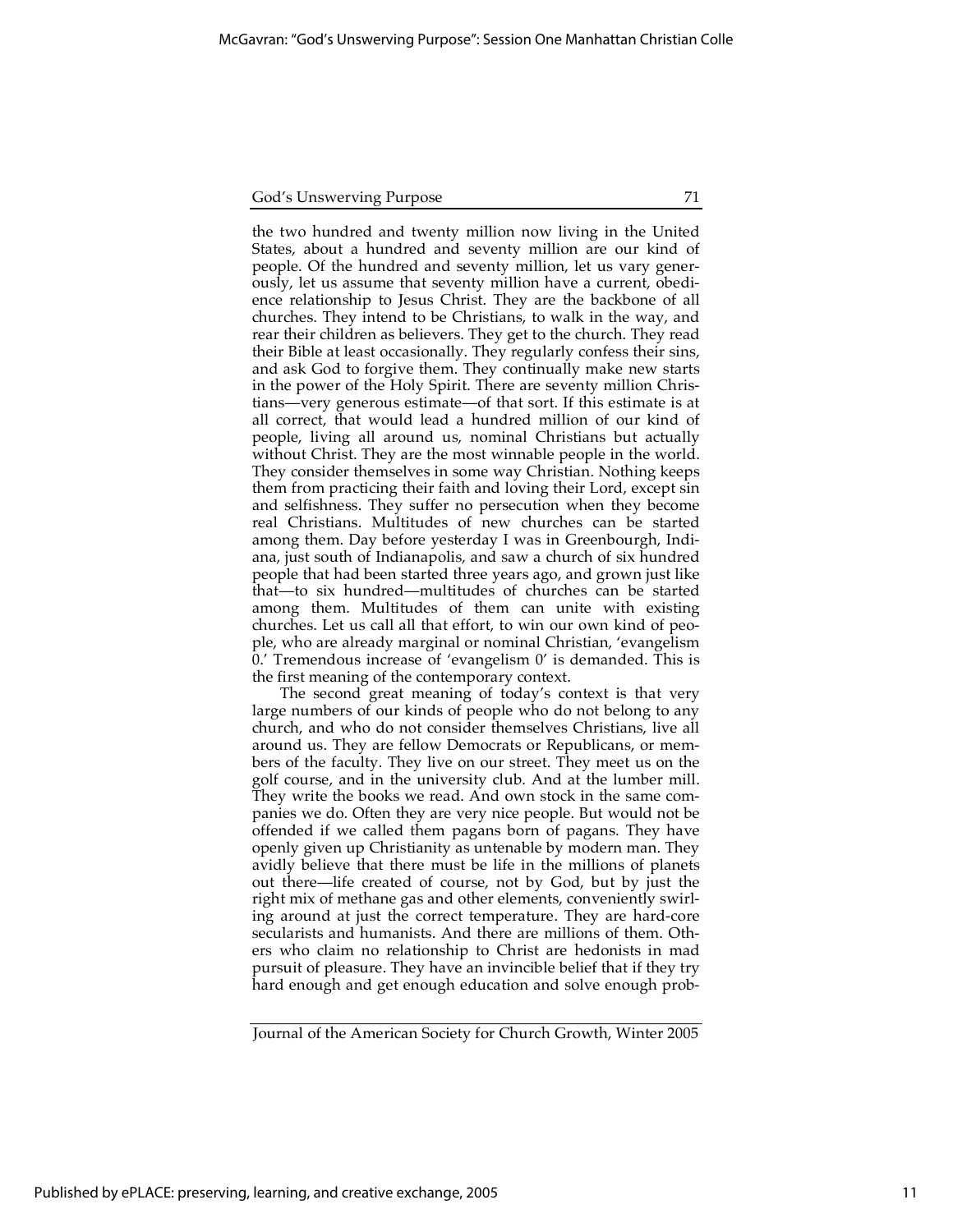the two hundred and twenty million now living in the United States, about a hundred and seventy million are our kind of people. Of the hundred and seventy million, let us vary generously, let us assume that seventy million have a current, obedience relationship to Jesus Christ. They are the backbone of all churches. They intend to be Christians, to walk in the way, and rear their children as believers. They get to the church. They read their Bible at least occasionally. They regularly confess their sins, and ask God to forgive them. They continually make new starts in the power of the Holy Spirit. There are seventy million Christians—very generous estimate—of that sort. If this estimate is at all correct, that would lead a hundred million of our kind of people, living all around us, nominal Christians but actually without Christ. They are the most winnable people in the world. They consider themselves in some way Christian. Nothing keeps them from practicing their faith and loving their Lord, except sin and selfishness. They suffer no persecution when they become real Christians. Multitudes of new churches can be started among them. Day before yesterday I was in Greenbourgh, Indiana, just south of Indianapolis, and saw a church of six hundred people that had been started three years ago, and grown just like that—to six hundred—multitudes of churches can be started among them. Multitudes of them can unite with existing churches. Let us call all that effort, to win our own kind of people, who are already marginal or nominal Christian, 'evangelism 0.' Tremendous increase of 'evangelism 0' is demanded. This is the first meaning of the contemporary context.

The second great meaning of today's context is that very large numbers of our kinds of people who do not belong to any church, and who do not consider themselves Christians, live all around us. They are fellow Democrats or Republicans, or members of the faculty. They live on our street. They meet us on the golf course, and in the university club. And at the lumber mill. They write the books we read. And own stock in the same companies we do. Often they are very nice people. But would not be offended if we called them pagans born of pagans. They have openly given up Christianity as untenable by modern man. They avidly believe that there must be life in the millions of planets out there—life created of course, not by God, but by just the right mix of methane gas and other elements, conveniently swirling around at just the correct temperature. They are hard-core secularists and humanists. And there are millions of them. Others who claim no relationship to Christ are hedonists in mad pursuit of pleasure. They have an invincible belief that if they try hard enough and get enough education and solve enough prob-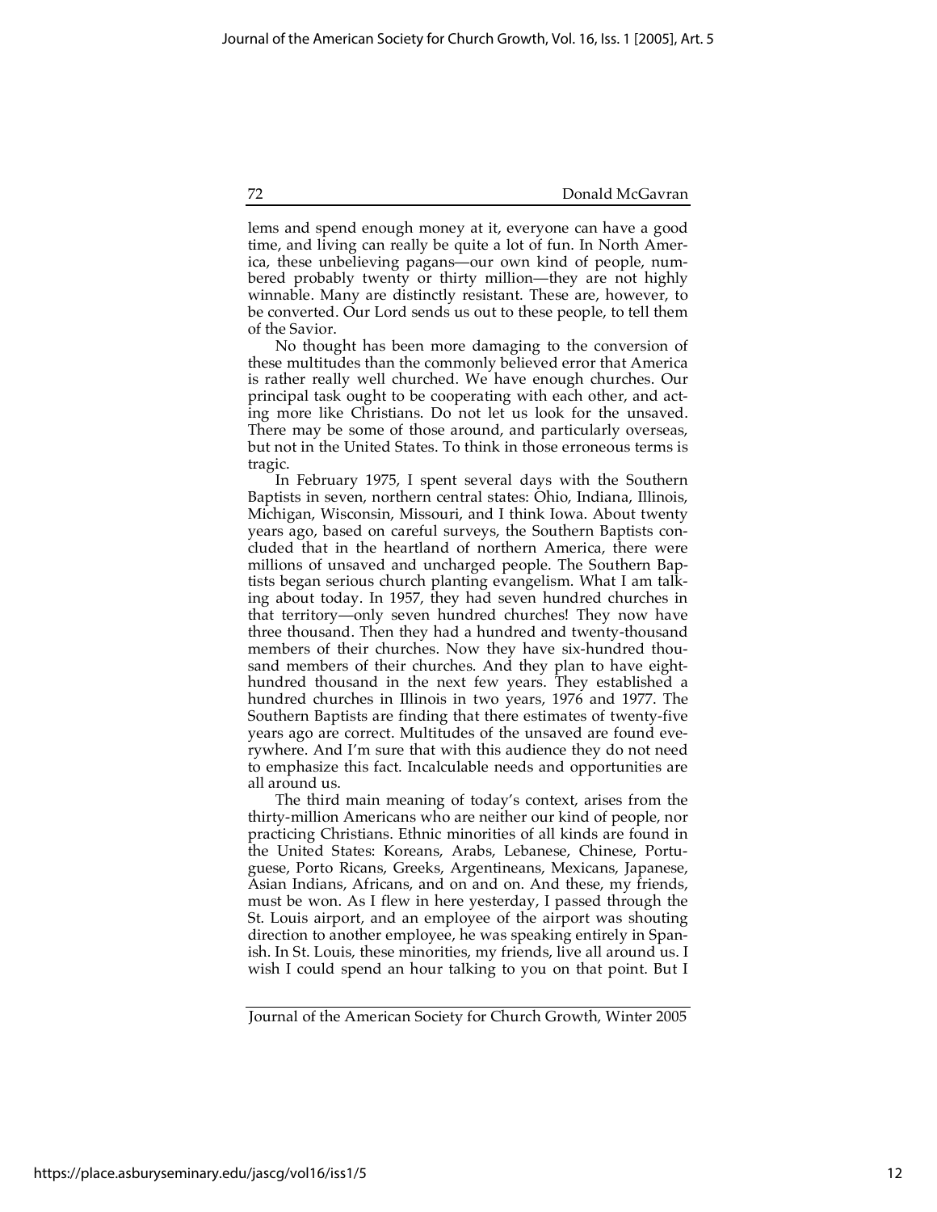lems and spend enough money at it, everyone can have a good time, and living can really be quite a lot of fun. In North America, these unbelieving pagans—our own kind of people, numbered probably twenty or thirty million—they are not highly winnable. Many are distinctly resistant. These are, however, to be converted. Our Lord sends us out to these people, to tell them of the Savior.

No thought has been more damaging to the conversion of these multitudes than the commonly believed error that America is rather really well churched. We have enough churches. Our principal task ought to be cooperating with each other, and acting more like Christians. Do not let us look for the unsaved. There may be some of those around, and particularly overseas, but not in the United States. To think in those erroneous terms is tragic.

In February 1975, I spent several days with the Southern Baptists in seven, northern central states: Ohio, Indiana, Illinois, Michigan, Wisconsin, Missouri, and I think Iowa. About twenty years ago, based on careful surveys, the Southern Baptists concluded that in the heartland of northern America, there were millions of unsaved and uncharged people. The Southern Baptists began serious church planting evangelism. What I am talking about today. In 1957, they had seven hundred churches in that territory—only seven hundred churches! They now have three thousand. Then they had a hundred and twenty-thousand members of their churches. Now they have six-hundred thousand members of their churches. And they plan to have eight-hundred thousand in the next few years. They established a hundred churches in Illinois in two years, 1976 and 1977. The Southern Baptists are finding that there estimates of twenty-five years ago are correct. Multitudes of the unsaved are found everywhere. And I'm sure that with this audience they do not need to emphasize this fact. Incalculable needs and opportunities are all around us.

The third main meaning of today's context, arises from the thirty-million Americans who are neither our kind of people, nor practicing Christians. Ethnic minorities of all kinds are found in the United States: Koreans, Arabs, Lebanese, Chinese, Portuguese, Porto Ricans, Greeks, Argentineans, Mexicans, Japanese, Asian Indians, Africans, and on and on. And these, my friends, must be won. As I flew in here yesterday, I passed through the St. Louis airport, and an employee of the airport was shouting direction to another employee, he was speaking entirely in Spanish. In St. Louis, these minorities, my friends, live all around us. I wish I could spend an hour talking to you on that point. But I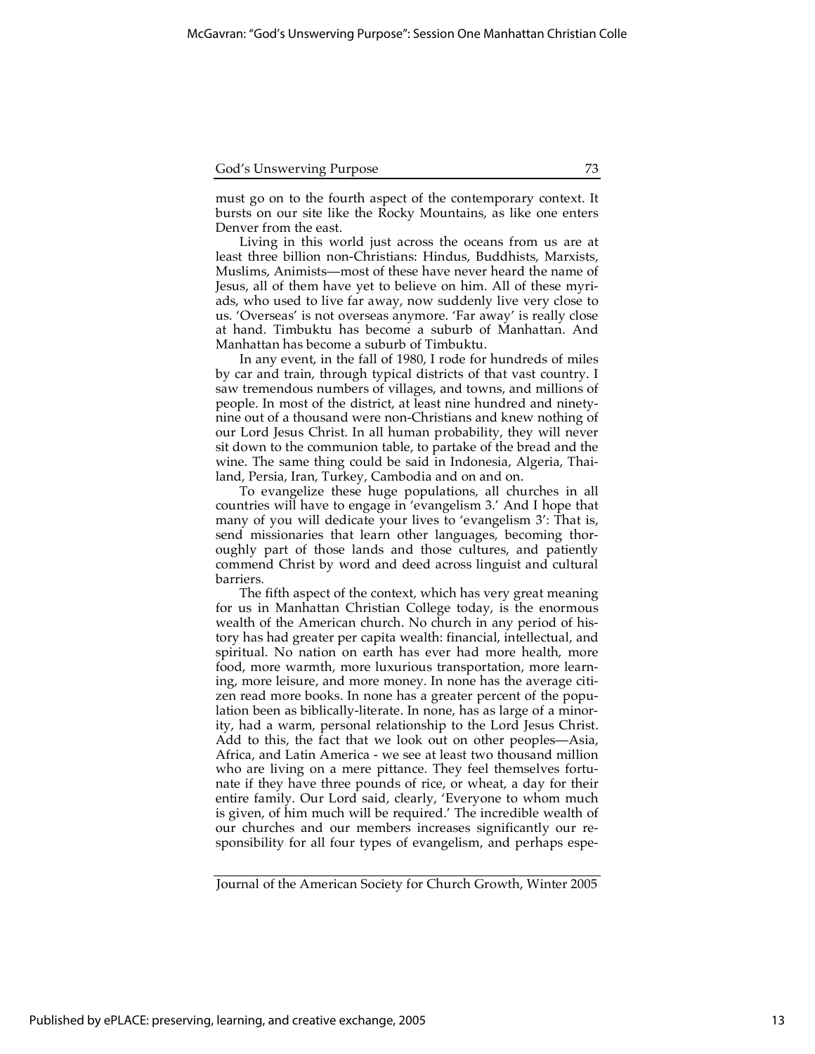must go on to the fourth aspect of the contemporary context. It bursts on our site like the Rocky Mountains, as like one enters Denver from the east.

Living in this world just across the oceans from us are at least three billion non-Christians: Hindus, Buddhists, Marxists, Muslims, Animists—most of these have never heard the name of Jesus, all of them have yet to believe on him. All of these myriads, who used to live far away, now suddenly live very close to us. 'Overseas' is not overseas anymore. 'Far away' is really close at hand. Timbuktu has become a suburb of Manhattan. And Manhattan has become a suburb of Timbuktu.

In any event, in the fall of 1980, I rode for hundreds of miles by car and train, through typical districts of that vast country. I saw tremendous numbers of villages, and towns, and millions of people. In most of the district, at least nine hundred and ninety-nine out of a thousand were non-Christians and knew nothing of our Lord Jesus Christ. In all human probability, they will never sit down to the communion table, to partake of the bread and the wine. The same thing could be said in Indonesia, Algeria, Thailand, Persia, Iran, Turkey, Cambodia and on and on.

To evangelize these huge populations, all churches in all countries will have to engage in 'evangelism 3.' And I hope that many of you will dedicate your lives to 'evangelism 3': That is, send missionaries that learn other languages, becoming thoroughly part of those lands and those cultures, and patiently commend Christ by word and deed across linguist and cultural barriers.

The fifth aspect of the context, which has very great meaning for us in Manhattan Christian College today, is the enormous wealth of the American church. No church in any period of history has had greater per capita wealth: financial, intellectual, and spiritual. No nation on earth has ever had more health, more food, more warmth, more luxurious transportation, more learning, more leisure, and more money. In none has the average citizen read more books. In none has a greater percent of the population been as biblically-literate. In none, has as large of a minority, had a warm, personal relationship to the Lord Jesus Christ. Add to this, the fact that we look out on other peoples—Asia, Africa, and Latin America - we see at least two thousand million who are living on a mere pittance. They feel themselves fortunate if they have three pounds of rice, or wheat, a day for their entire family. Our Lord said, clearly, 'Everyone to whom much is given, of him much will be required.' The incredible wealth of our churches and our members increases significantly our responsibility for all four types of evangelism, and perhaps espe-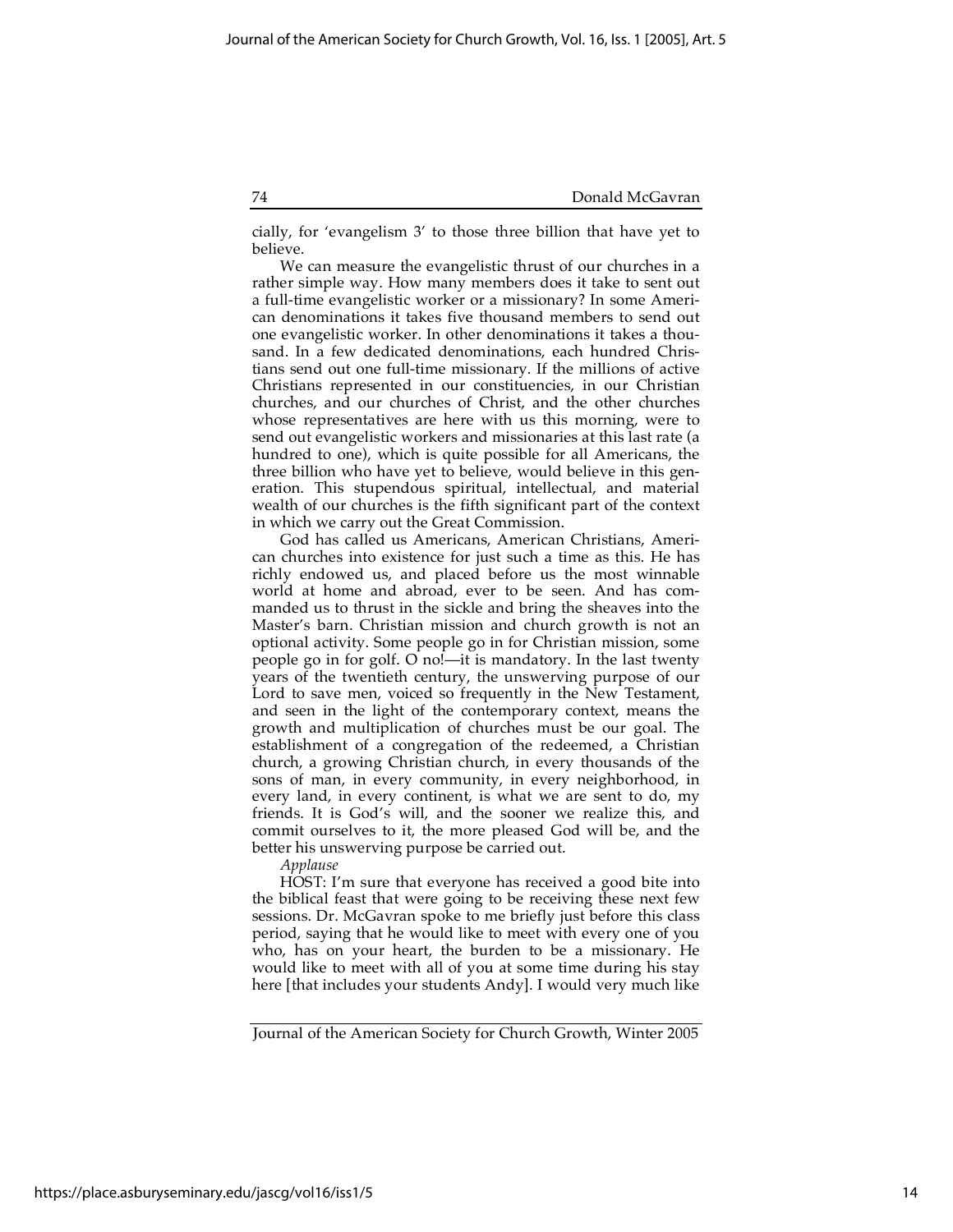cially, for 'evangelism 3' to those three billion that have yet to believe.

We can measure the evangelistic thrust of our churches in a rather simple way. How many members does it take to sent out a full-time evangelistic worker or a missionary? In some American denominations it takes five thousand members to send out one evangelistic worker. In other denominations it takes a thousand. In a few dedicated denominations, each hundred Christians send out one full-time missionary. If the millions of active Christians represented in our constituencies, in our Christian churches, and our churches of Christ, and the other churches whose representatives are here with us this morning, were to send out evangelistic workers and missionaries at this last rate (a hundred to one), which is quite possible for all Americans, the three billion who have yet to believe, would believe in this generation. This stupendous spiritual, intellectual, and material wealth of our churches is the fifth significant part of the context in which we carry out the Great Commission.

God has called us Americans, American Christians, American churches into existence for just such a time as this. He has richly endowed us, and placed before us the most winnable world at home and abroad, ever to be seen. And has commanded us to thrust in the sickle and bring the sheaves into the Master's barn. Christian mission and church growth is not an optional activity. Some people go in for Christian mission, some people go in for golf. O no!—it is mandatory. In the last twenty years of the twentieth century, the unswerving purpose of our Lord to save men, voiced so frequently in the New Testament, and seen in the light of the contemporary context, means the growth and multiplication of churches must be our goal. The establishment of a congregation of the redeemed, a Christian church, a growing Christian church, in every thousands of the sons of man, in every community, in every neighborhood, in every land, in every continent, is what we are sent to do, my friends. It is God's will, and the sooner we realize this, and commit ourselves to it, the more pleased God will be, and the better his unswerving purpose be carried out.

*Applause*

HOST: I'm sure that everyone has received a good bite into the biblical feast that were going to be receiving these next few sessions. Dr. McGavran spoke to me briefly just before this class period, saying that he would like to meet with every one of you who, has on your heart, the burden to be a missionary. He would like to meet with all of you at some time during his stay here [that includes your students Andy]. I would very much like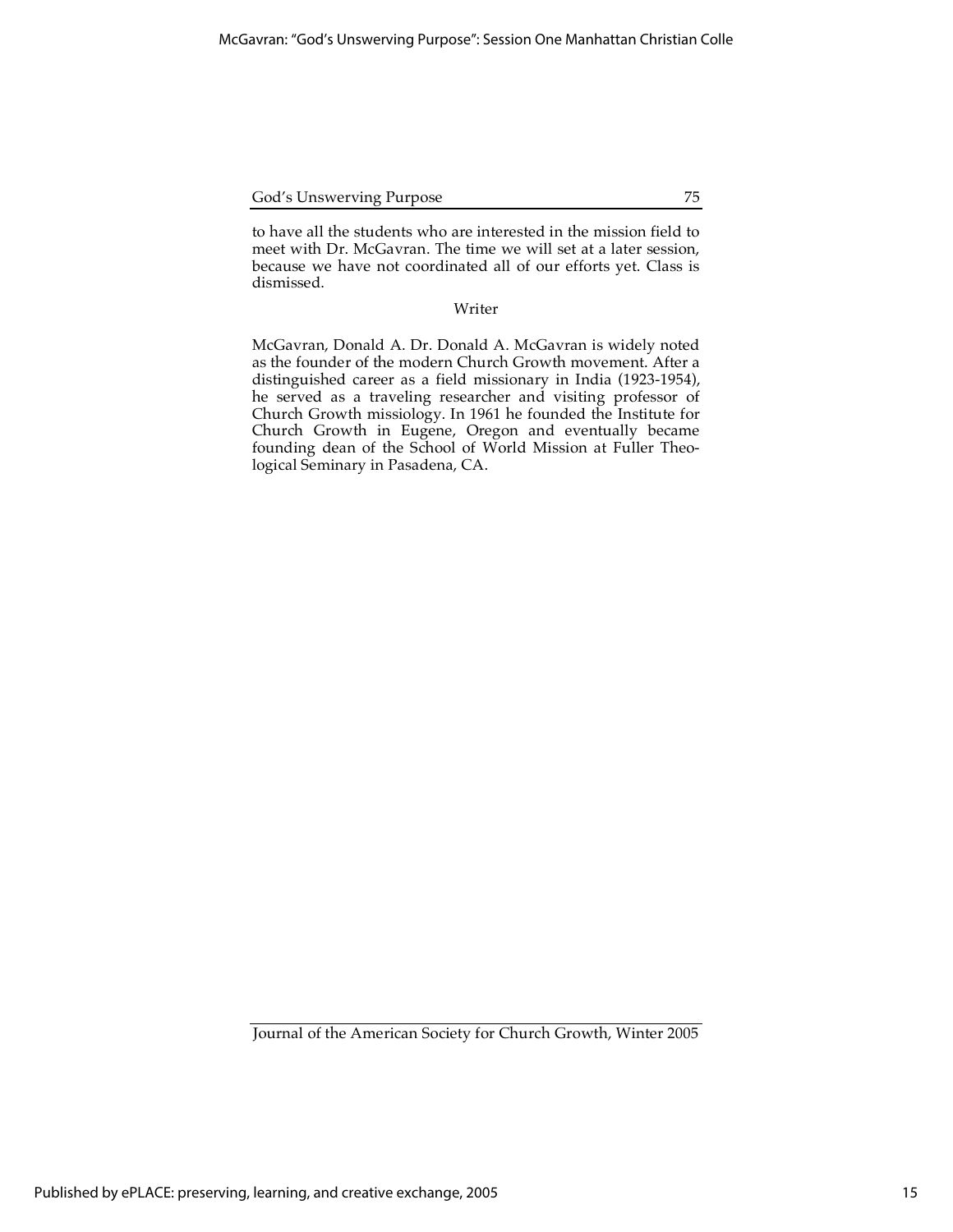to have all the students who are interested in the mission field to meet with Dr. McGavran. The time we will set at a later session, because we have not coordinated all of our efforts yet. Class is dismissed.

### Writer

McGavran, Donald A. Dr. Donald A. McGavran is widely noted as the founder of the modern Church Growth movement. After a distinguished career as a field missionary in India (1923-1954), he served as a traveling researcher and visiting professor of Church Growth missiology. In 1961 he founded the Institute for Church Growth in Eugene, Oregon and eventually became founding dean of the School of World Mission at Fuller Theological Seminary in Pasadena, CA.